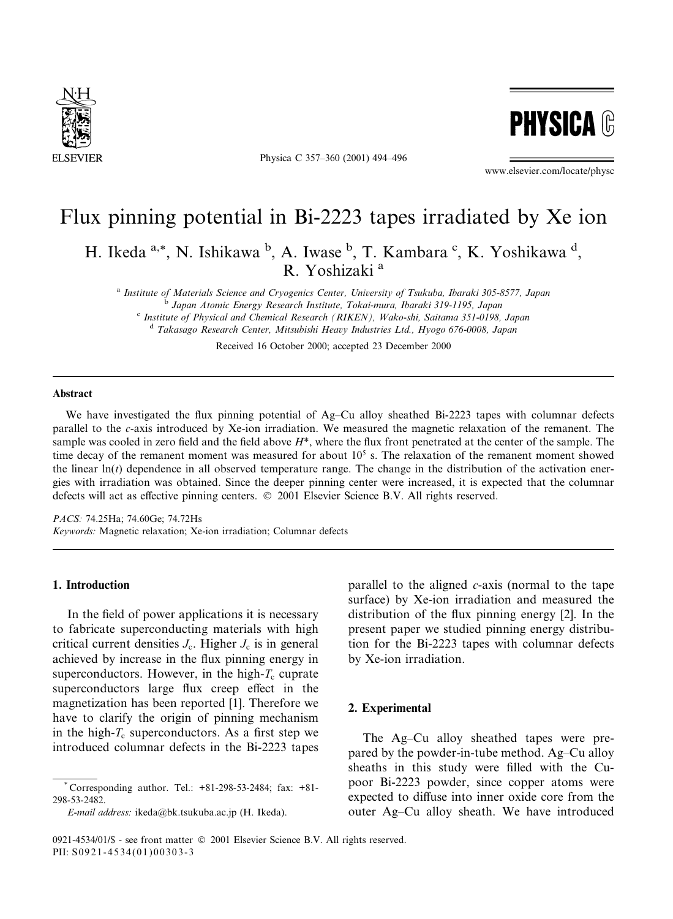# Flux pinning potential in Bi-2223 tapes irradiated by Xe ion

H. Ikeda [a,*], N. Ishikawa [b], A. Iwase [b], T. Kambara [c], K. Yoshikawa [d], R. Yoshizaki [a]

[a] Institute of Materials Science and Cryogenics Center, University of Tsukuba, Ibaraki 305-8577, Japan
[b] Japan Atomic Energy Research Institute, Tokai-mura, Ibaraki 319-1195, Japan
[c] Institute of Physical and Chemical Research (RIKEN), Wako-shi, Saitama 351-0198, Japan
[d] Takasago Research Center, Mitsubishi Heavy Industries Ltd., Hyogo 676-0008, Japan

Received 16 October 2000; accepted 23 December 2000

## Abstract

We have investigated the flux pinning potential of Ag–Cu alloy sheathed Bi-2223 tapes with columnar defects parallel to the *c*-axis introduced by Xe-ion irradiation. We measured the magnetic relaxation of the remanent. The sample was cooled in zero field and the field above $H^*$, where the flux front penetrated at the center of the sample. The time decay of the remanent moment was measured for about $10^5$ s. The relaxation of the remanent moment showed the linear $\ln(t)$ dependence in all observed temperature range. The change in the distribution of the activation energies with irradiation was obtained. Since the deeper pinning center were increased, it is expected that the columnar defects will act as effective pinning centers. © 2001 Elsevier Science B.V. All rights reserved.

*PACS:* 74.25Ha; 74.60Ge; 74.72Hs

*Keywords:* Magnetic relaxation; Xe-ion irradiation; Columnar defects

## 1. Introduction

In the field of power applications it is necessary to fabricate superconducting materials with high critical current densities $J_c$. Higher $J_c$ is in general achieved by increase in the flux pinning energy in superconductors. However, in the high-$T_c$ cuprate superconductors large flux creep effect in the magnetization has been reported [1]. Therefore we have to clarify the origin of pinning mechanism in the high-$T_c$ superconductors. As a first step we introduced columnar defects in the Bi-2223 tapes parallel to the aligned *c*-axis (normal to the tape surface) by Xe-ion irradiation and measured the distribution of the flux pinning energy [2]. In the present paper we studied pinning energy distribution for the Bi-2223 tapes with columnar defects by Xe-ion irradiation.

## 2. Experimental

The Ag–Cu alloy sheathed tapes were prepared by the powder-in-tube method. Ag–Cu alloy sheaths in this study were filled with the Cu-poor Bi-2223 powder, since copper atoms were expected to diffuse into inner oxide core from the outer Ag–Cu alloy sheath. We have introduced

* Corresponding author. Tel.: +81-298-53-2484; fax: +81-298-53-2482.
*E-mail address:* ikeda@bk.tsukuba.ac.jp (H. Ikeda).

0921-4534/01/$ - see front matter © 2001 Elsevier Science B.V. All rights reserved.
PII: S0921-4534(01)00303-3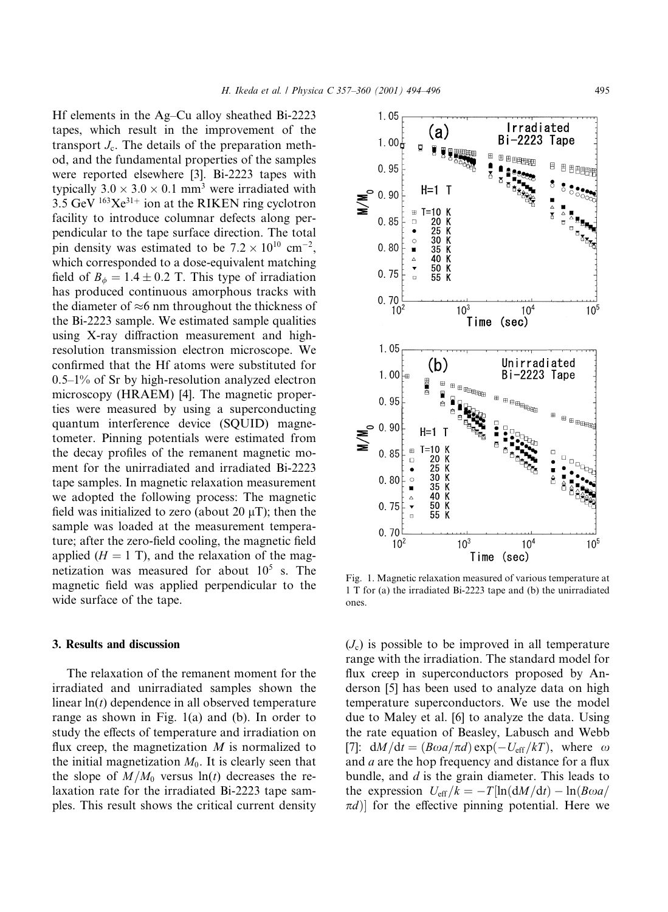Hf elements in the Ag–Cu alloy sheathed Bi-2223 tapes, which result in the improvement of the transport $J_c$. The details of the preparation method, and the fundamental properties of the samples were reported elsewhere [3]. Bi-2223 tapes with typically $3.0 \times 3.0 \times 0.1$ mm$^3$ were irradiated with 3.5 GeV $^{163}Xe^{31+}$ ion at the RIKEN ring cyclotron facility to introduce columnar defects along perpendicular to the tape surface direction. The total pin density was estimated to be $7.2 \times 10^{10}$ cm$^{-2}$, which corresponded to a dose-equivalent matching field of $B_\phi = 1.4 \pm 0.2$ T. This type of irradiation has produced continuous amorphous tracks with the diameter of $\approx$6 nm throughout the thickness of the Bi-2223 sample. We estimated sample qualities using X-ray diffraction measurement and high-resolution transmission electron microscope. We confirmed that the Hf atoms were substituted for 0.5–1% of Sr by high-resolution analyzed electron microscopy (HRAEM) [4]. The magnetic properties were measured by using a superconducting quantum interference device (SQUID) magnetometer. Pinning potentials were estimated from the decay profiles of the remanent magnetic moment for the unirradiated and irradiated Bi-2223 tape samples. In magnetic relaxation measurement we adopted the following process: The magnetic field was initialized to zero (about 20 μT); then the sample was loaded at the measurement temperature; after the zero-field cooling, the magnetic field applied ($H = 1$ T), and the relaxation of the magnetization was measured for about $10^5$ s. The magnetic field was applied perpendicular to the wide surface of the tape.

Fig. 1. Magnetic relaxation measured of various temperature at 1 T for (a) the irradiated Bi-2223 tape and (b) the unirradiated ones.

## 3. Results and discussion

The relaxation of the remanent moment for the irradiated and unirradiated samples shown the linear $\ln(t)$ dependence in all observed temperature range as shown in Fig. 1(a) and (b). In order to study the effects of temperature and irradiation on flux creep, the magnetization $M$ is normalized to the initial magnetization $M_0$. It is clearly seen that the slope of $M/M_0$ versus $\ln(t)$ decreases the relaxation rate for the irradiated Bi-2223 tape samples. This result shows the critical current density ($J_c$) is possible to be improved in all temperature range with the irradiation. The standard model for flux creep in superconductors proposed by Anderson [5] has been used to analyze data on high temperature superconductors. We use the model due to Maley et al. [6] to analyze the data. Using the rate equation of Beasley, Labusch and Webb [7]: $\mathrm{d}M/\mathrm{d}t = (B\omega a/\pi d)\exp(-U_{\mathrm{eff}}/kT)$, where $\omega$ and $a$ are the hop frequency and distance for a flux bundle, and $d$ is the grain diameter. This leads to the expression $U_{\mathrm{eff}}/k = -T[\ln(\mathrm{d}M/\mathrm{d}t) - \ln(B\omega a/\pi d)]$ for the effective pinning potential. Here we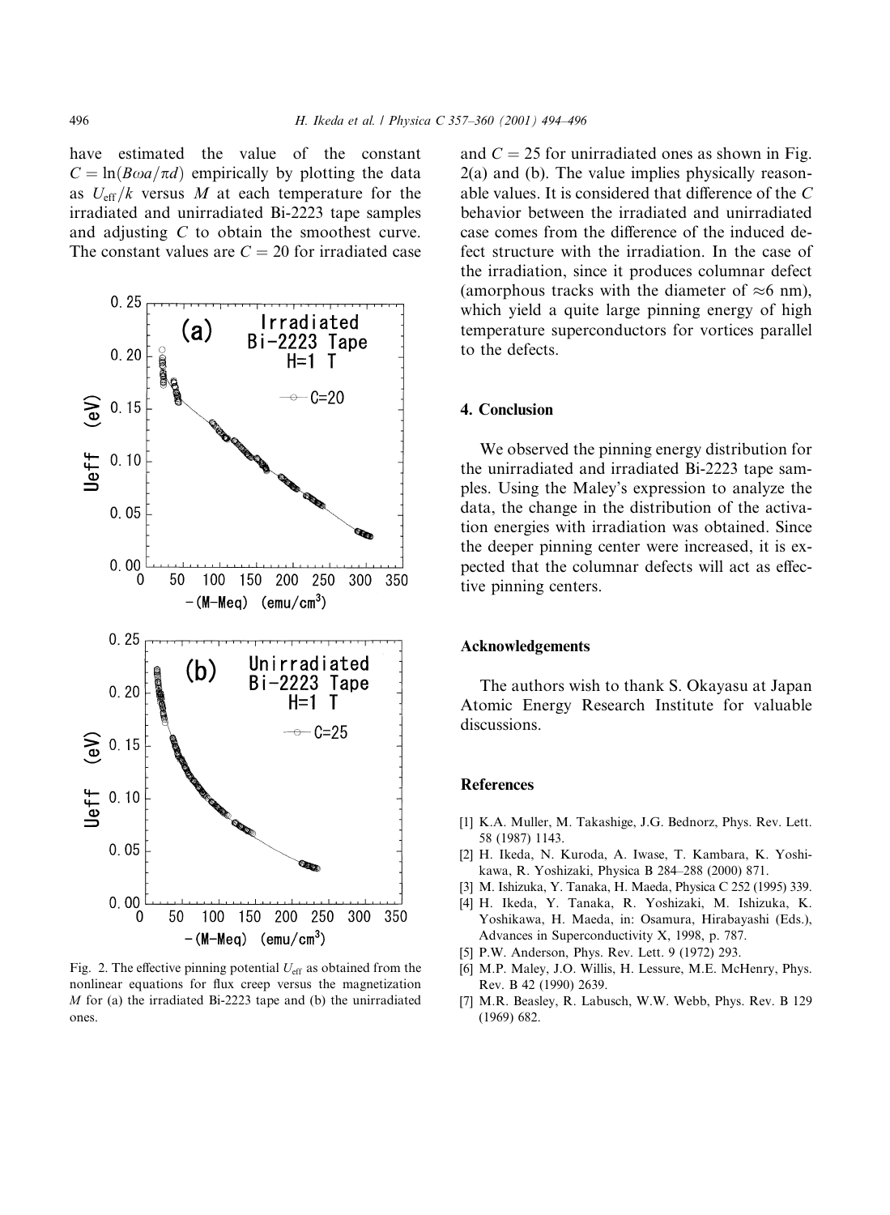have estimated the value of the constant $C = \ln(B\omega a/\pi d)$ empirically by plotting the data as $U_{eff}/k$ versus $M$ at each temperature for the irradiated and unirradiated Bi-2223 tape samples and adjusting $C$ to obtain the smoothest curve. The constant values are $C = 20$ for irradiated case and $C = 25$ for unirradiated ones as shown in Fig. 2(a) and (b). The value implies physically reasonable values. It is considered that difference of the $C$ behavior between the irradiated and unirradiated case comes from the difference of the induced defect structure with the irradiation. In the case of the irradiation, since it produces columnar defect (amorphous tracks with the diameter of ≈6 nm), which yield a quite large pinning energy of high temperature superconductors for vortices parallel to the defects.

(a) Irradiated Bi-2223 Tape H=1 T

C=20

Ueff (eV)

0.00 0.05 0.10 0.15 0.20 0.25

0 50 100 150 200 250 300 350

-(M-Meq) (emu/cm$^3$)

(b) Unirradiated Bi-2223 Tape H=1 T

C=25

Ueff (eV)

0.00 0.05 0.10 0.15 0.20 0.25

0 50 100 150 200 250 300 350

-(M-Meq) (emu/cm$^3$)

Fig. 2. The effective pinning potential $U_{eff}$ as obtained from the nonlinear equations for flux creep versus the magnetization $M$ for (a) the irradiated Bi-2223 tape and (b) the unirradiated ones.

## 4. Conclusion

We observed the pinning energy distribution for the unirradiated and irradiated Bi-2223 tape samples. Using the Maley's expression to analyze the data, the change in the distribution of the activation energies with irradiation was obtained. Since the deeper pinning center were increased, it is expected that the columnar defects will act as effective pinning centers.

## Acknowledgements

The authors wish to thank S. Okayasu at Japan Atomic Energy Research Institute for valuable discussions.

## References

[1] K.A. Muller, M. Takashige, J.G. Bednorz, Phys. Rev. Lett. 58 (1987) 1143.

[2] H. Ikeda, N. Kuroda, A. Iwase, T. Kambara, K. Yoshikawa, R. Yoshizaki, Physica B 284–288 (2000) 871.

[3] M. Ishizuka, Y. Tanaka, H. Maeda, Physica C 252 (1995) 339.

[4] H. Ikeda, Y. Tanaka, R. Yoshizaki, M. Ishizuka, K. Yoshikawa, H. Maeda, in: Osamura, Hirabayashi (Eds.), Advances in Superconductivity X, 1998, p. 787.

[5] P.W. Anderson, Phys. Rev. Lett. 9 (1972) 293.

[6] M.P. Maley, J.O. Willis, H. Lessure, M.E. McHenry, Phys. Rev. B 42 (1990) 2639.

[7] M.R. Beasley, R. Labusch, W.W. Webb, Phys. Rev. B 129 (1969) 682.